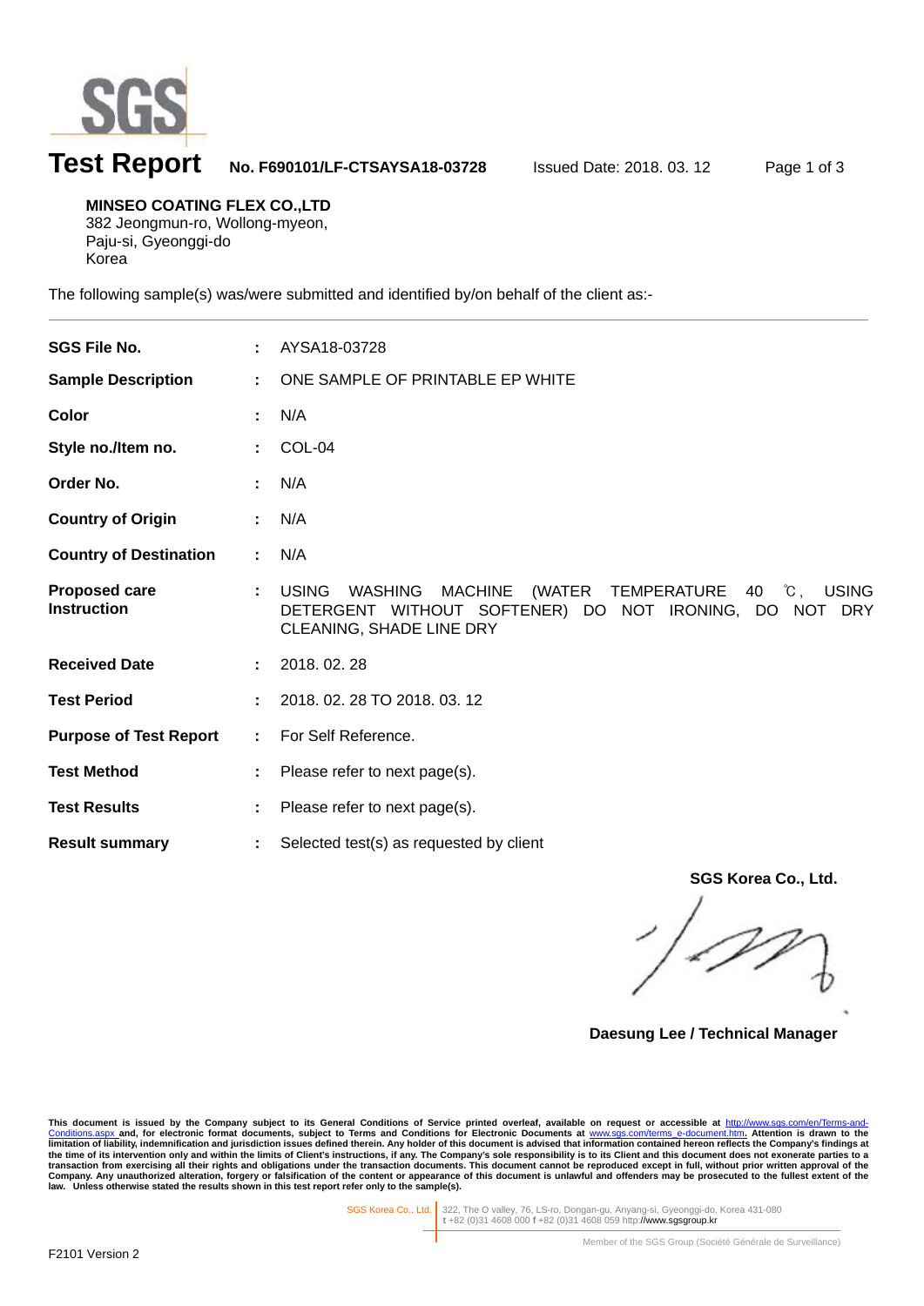# Test Report

**No. F690101/LF-CTSAYSA18-03728** Issued Date: 2018. 03. 12

**MINSEO COATING FLEX CO.,LTD**
382 Jeongmun-ro, Wollong-myeon,
Paju-si, Gyeonggi-do
Korea

The following sample(s) was/were submitted and identified by/on behalf of the client as:-

| | | |
|---|---|---|
| **SGS File No.** | : | AYSA18-03728 |
| **Sample Description** | : | ONE SAMPLE OF PRINTABLE EP WHITE |
| **Color** | : | N/A |
| **Style no./Item no.** | : | COL-04 |
| **Order No.** | : | N/A |
| **Country of Origin** | : | N/A |
| **Country of Destination** | : | N/A |
| **Proposed care Instruction** | : | USING WASHING MACHINE (WATER TEMPERATURE 40 ℃, USING DETERGENT WITHOUT SOFTENER) DO NOT IRONING, DO NOT DRY CLEANING, SHADE LINE DRY |
| **Received Date** | : | 2018. 02. 28 |
| **Test Period** | : | 2018. 02. 28 TO 2018. 03. 12 |
| **Purpose of Test Report** | : | For Self Reference. |
| **Test Method** | : | Please refer to next page(s). |
| **Test Results** | : | Please refer to next page(s). |
| **Result summary** | : | Selected test(s) as requested by client |

**SGS Korea Co., Ltd.**

**Daesung Lee / Technical Manager**

**This document is issued by the Company subject to its General Conditions of Service printed overleaf, available on request or accessible at http://www.sgs.com/en/Terms-and-Conditions.aspx and, for electronic format documents, subject to Terms and Conditions for Electronic Documents at www.sgs.com/terms_e-document.htm. Attention is drawn to the limitation of liability, indemnification and jurisdiction issues defined therein. Any holder of this document is advised that information contained hereon reflects the Company's findings at the time of its intervention only and within the limits of Client's instructions, if any. The Company's sole responsibility is to its Client and this document does not exonerate parties to a transaction from exercising all their rights and obligations under the transaction documents. This document cannot be reproduced except in full, without prior written approval of the Company. Any unauthorized alteration, forgery or falsification of the content or appearance of this document is unlawful and offenders may be prosecuted to the fullest extent of the law. Unless otherwise stated the results shown in this test report refer only to the sample(s).**

SGS Korea Co., Ltd. | 322, The O valley, 76, LS-ro, Dongan-gu, Anyang-si, Gyeonggi-do, Korea 431-080
t +82 (0)31 4608 000 f +82 (0)31 4608 059 http://www.sgsgroup.kr

Member of the SGS Group (Société Générale de Surveillance)

F2101 Version 2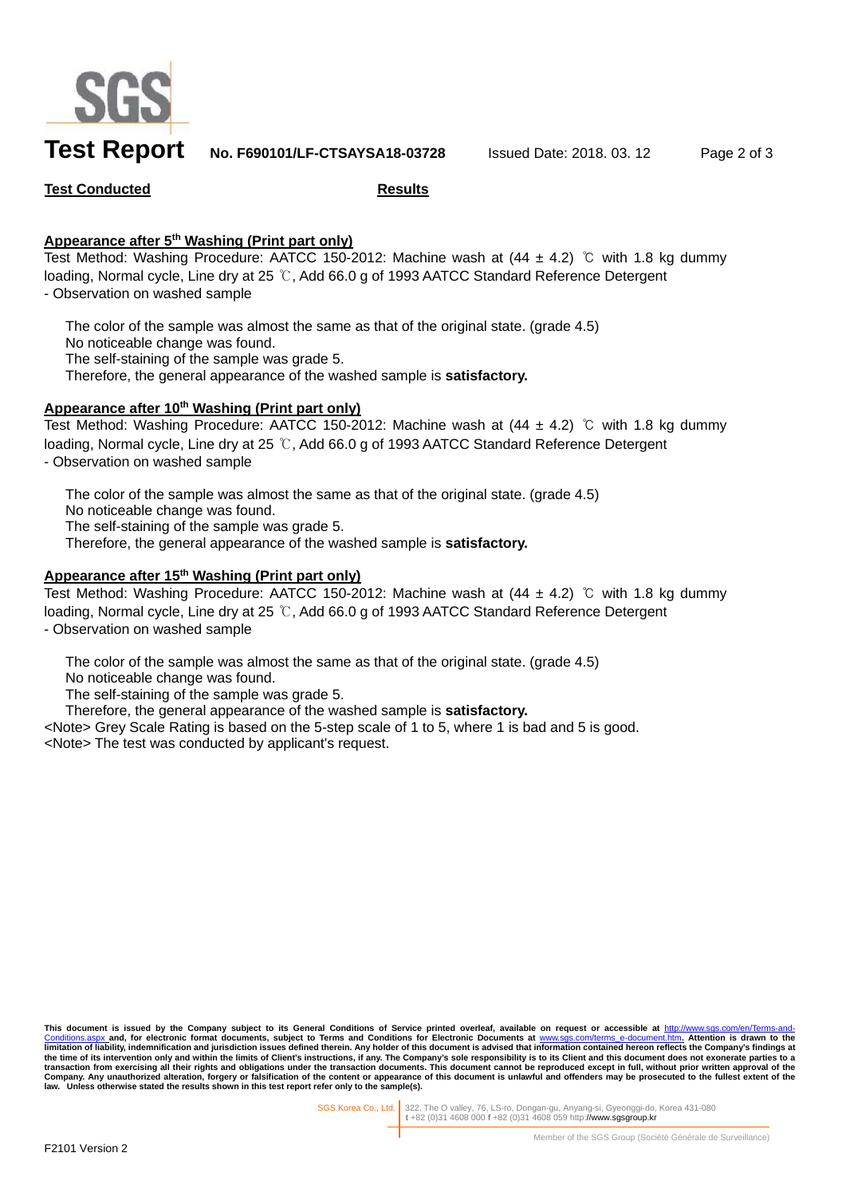**Test Conducted** | **Results**

### Appearance after 5th Washing (Print part only)

Test Method: Washing Procedure: AATCC 150-2012: Machine wash at (44 ± 4.2) ℃ with 1.8 kg dummy loading, Normal cycle, Line dry at 25 ℃, Add 66.0 g of 1993 AATCC Standard Reference Detergent
- Observation on washed sample

The color of the sample was almost the same as that of the original state. (grade 4.5)
No noticeable change was found.
The self-staining of the sample was grade 5.
Therefore, the general appearance of the washed sample is **satisfactory.**

### Appearance after 10th Washing (Print part only)

Test Method: Washing Procedure: AATCC 150-2012: Machine wash at (44 ± 4.2) ℃ with 1.8 kg dummy loading, Normal cycle, Line dry at 25 ℃, Add 66.0 g of 1993 AATCC Standard Reference Detergent
- Observation on washed sample

The color of the sample was almost the same as that of the original state. (grade 4.5)
No noticeable change was found.
The self-staining of the sample was grade 5.
Therefore, the general appearance of the washed sample is **satisfactory.**

### Appearance after 15th Washing (Print part only)

Test Method: Washing Procedure: AATCC 150-2012: Machine wash at (44 ± 4.2) ℃ with 1.8 kg dummy loading, Normal cycle, Line dry at 25 ℃, Add 66.0 g of 1993 AATCC Standard Reference Detergent
- Observation on washed sample

The color of the sample was almost the same as that of the original state. (grade 4.5)
No noticeable change was found.
The self-staining of the sample was grade 5.
Therefore, the general appearance of the washed sample is **satisfactory.**

<Note> Grey Scale Rating is based on the 5-step scale of 1 to 5, where 1 is bad and 5 is good.
<Note> The test was conducted by applicant's request.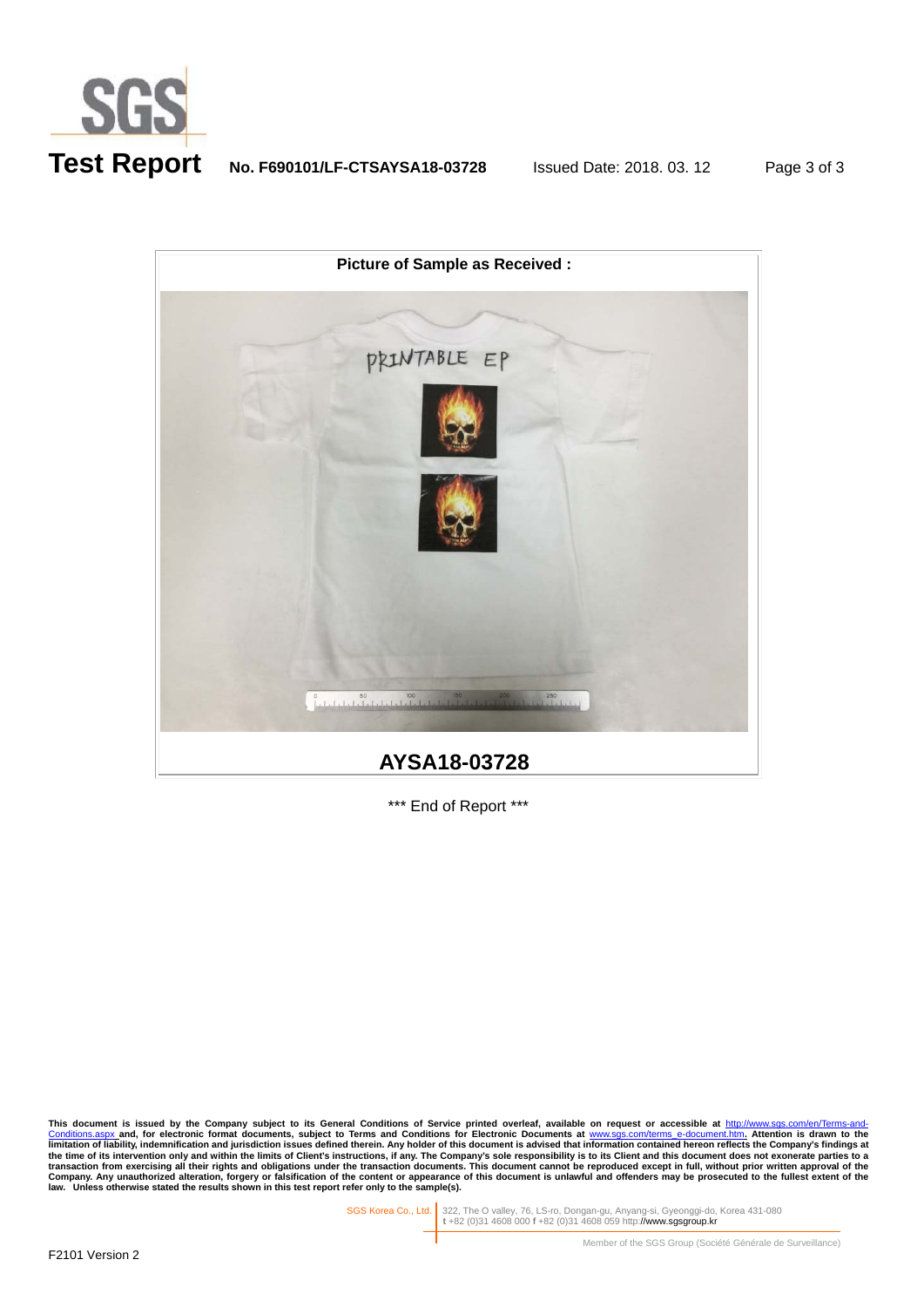**Picture of Sample as Received :**

**AYSA18-03728**

*** End of Report ***

This document is issued by the Company subject to its General Conditions of Service printed overleaf, available on request or accessible at http://www.sgs.com/en/Terms-and-Conditions.aspx and, for electronic format documents, subject to Terms and Conditions for Electronic Documents at www.sgs.com/terms_e-document.htm. Attention is drawn to the limitation of liability, indemnification and jurisdiction issues defined therein. Any holder of this document is advised that information contained hereon reflects the Company's findings at the time of its intervention only and within the limits of Client's instructions, if any. The Company's sole responsibility is to its Client and this document does not exonerate parties to a transaction from exercising all their rights and obligations under the transaction documents. This document cannot be reproduced except in full, without prior written approval of the Company. Any unauthorized alteration, forgery or falsification of the content or appearance of this document is unlawful and offenders may be prosecuted to the fullest extent of the law. Unless otherwise stated the results shown in this test report refer only to the sample(s).

SGS Korea Co., Ltd. | 322, The O valley, 76, LS-ro, Dongan-gu, Anyang-si, Gyeonggi-do, Korea 431-080
t +82 (0)31 4608 000 f +82 (0)31 4608 059 http://www.sgsgroup.kr

Member of the SGS Group (Société Générale de Surveillance)

F2101 Version 2